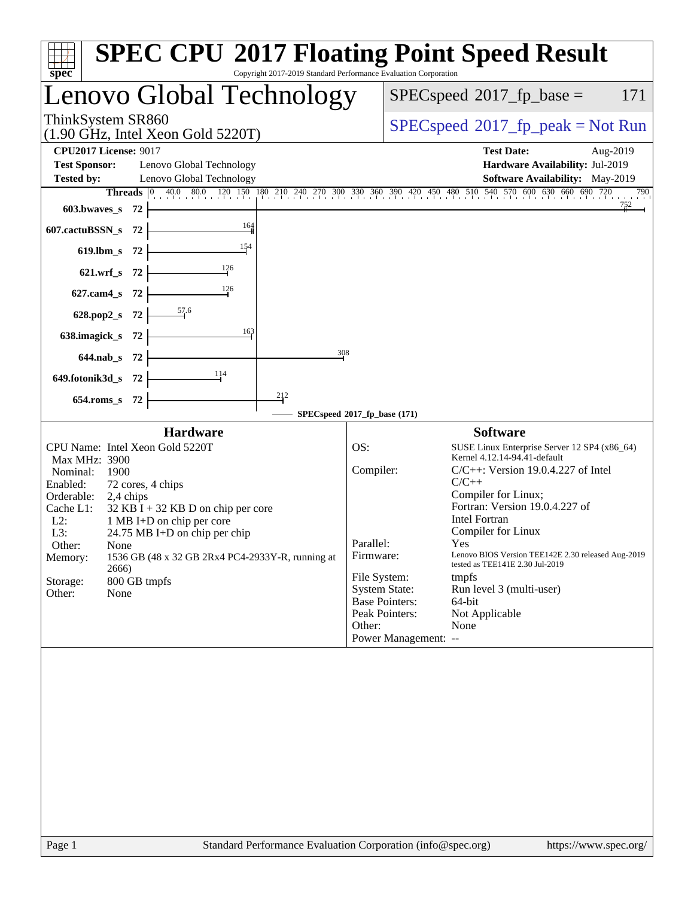# SPEC CPU 2017 Floating Point Speed Result

Copyright 2017-2019 Standard Performance Evaluation Corporation

## Lenovo Global Technology

ThinkSystem SR860
(1.90 GHz, Intel Xeon Gold 5220T)

SPECspeed 2017_fp_base = 171

SPECspeed 2017_fp_peak = Not Run

| | | | |
|---|---|---|---|
| **CPU2017 License:** | 9017 | **Test Date:** | Aug-2019 |
| **Test Sponsor:** | Lenovo Global Technology | **Hardware Availability:** | Jul-2019 |
| **Tested by:** | Lenovo Global Technology | **Software Availability:** | May-2019 |

| Benchmark | Threads | Base Ratio |
|---|---|---|
| 603.bwaves_s | 72 | 752 |
| 607.cactuBSSN_s | 72 | 164 |
| 619.lbm_s | 72 | 154 |
| 621.wrf_s | 72 | 126 |
| 627.cam4_s | 72 | 126 |
| 628.pop2_s | 72 | 57.6 |
| 638.imagick_s | 72 | 163 |
| 644.nab_s | 72 | 308 |
| 649.fotonik3d_s | 72 | 114 |
| 654.roms_s | 72 | 212 |

SPECspeed 2017_fp_base (171)

### Hardware

| | |
|---|---|
| CPU Name: | Intel Xeon Gold 5220T |
| Max MHz: | 3900 |
| Nominal: | 1900 |
| Enabled: | 72 cores, 4 chips |
| Orderable: | 2,4 chips |
| Cache L1: | 32 KB I + 32 KB D on chip per core |
| L2: | 1 MB I+D on chip per core |
| L3: | 24.75 MB I+D on chip per chip |
| Other: | None |
| Memory: | 1536 GB (48 x 32 GB 2Rx4 PC4-2933Y-R, running at 2666) |
| Storage: | 800 GB tmpfs |
| Other: | None |

### Software

| | |
|---|---|
| OS: | SUSE Linux Enterprise Server 12 SP4 (x86_64) Kernel 4.12.14-94.41-default |
| Compiler: | C/C++: Version 19.0.4.227 of Intel C/C++ Compiler for Linux; Fortran: Version 19.0.4.227 of Intel Fortran Compiler for Linux |
| Parallel: | Yes |
| Firmware: | Lenovo BIOS Version TEE142E 2.30 released Aug-2019 tested as TEE141E 2.30 Jul-2019 |
| File System: | tmpfs |
| System State: | Run level 3 (multi-user) |
| Base Pointers: | 64-bit |
| Peak Pointers: | Not Applicable |
| Other: | None |
| Power Management: | -- |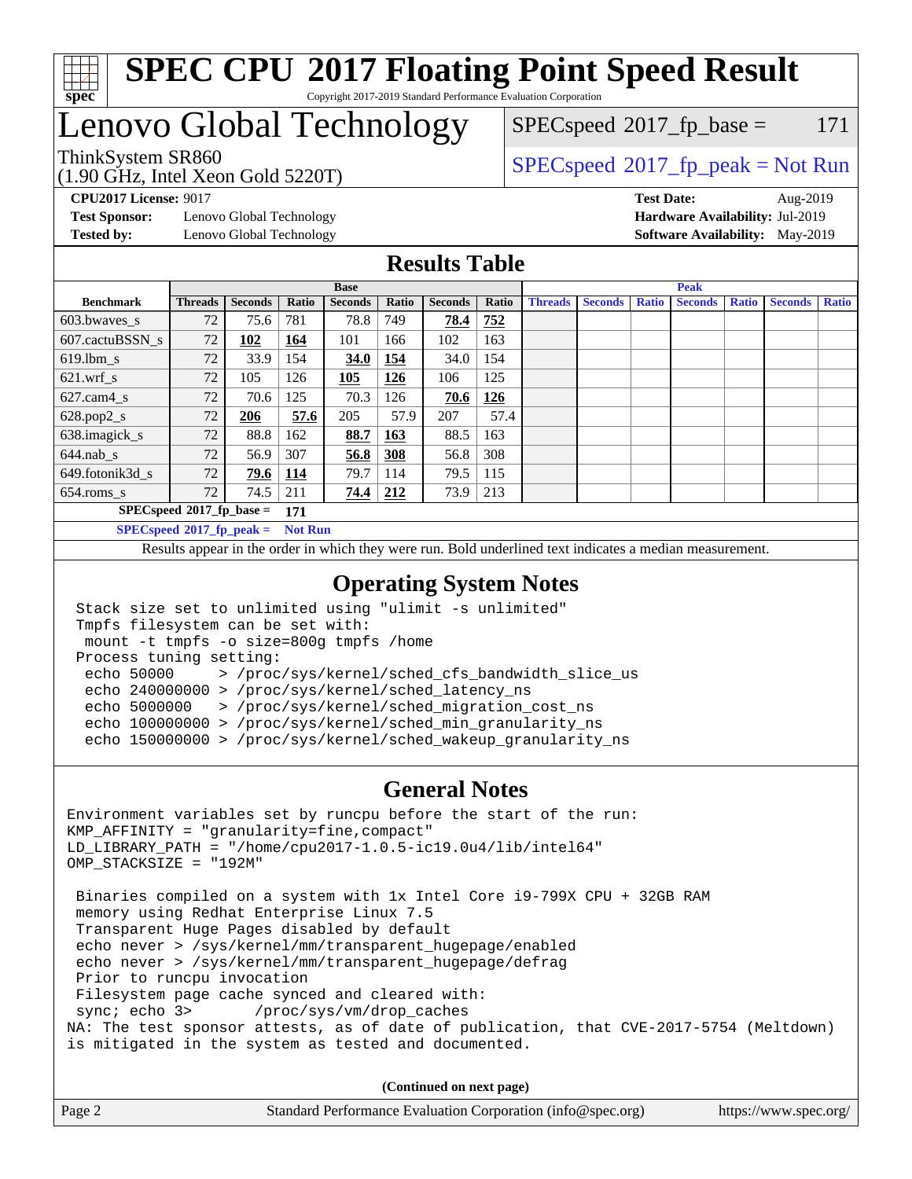# SPEC CPU 2017 Floating Point Speed Result

Copyright 2017-2019 Standard Performance Evaluation Corporation

# Lenovo Global Technology

ThinkSystem SR860
(1.90 GHz, Intel Xeon Gold 5220T)

SPECspeed 2017_fp_base = 171

SPECspeed 2017_fp_peak = Not Run

**CPU2017 License:** 9017
**Test Sponsor:** Lenovo Global Technology
**Tested by:** Lenovo Global Technology

**Test Date:** Aug-2019
**Hardware Availability:** Jul-2019
**Software Availability:** May-2019

## Results Table

| Benchmark | Base | | | | | | | Peak | | | | | | |
|---|---|---|---|---|---|---|---|---|---|---|---|---|---|---|
| | Threads | Seconds | Ratio | Seconds | Ratio | Seconds | Ratio | Threads | Seconds | Ratio | Seconds | Ratio | Seconds | Ratio |
| 603.bwaves_s | 72 | 75.6 | 781 | 78.8 | 749 | **78.4** | **752** | | | | | | | |
| 607.cactuBSSN_s | 72 | **102** | **164** | 101 | 166 | 102 | 163 | | | | | | | |
| 619.lbm_s | 72 | 33.9 | 154 | **34.0** | **154** | 34.0 | 154 | | | | | | | |
| 621.wrf_s | 72 | 105 | 126 | **105** | **126** | 106 | 125 | | | | | | | |
| 627.cam4_s | 72 | 70.6 | 125 | 70.3 | 126 | **70.6** | **126** | | | | | | | |
| 628.pop2_s | 72 | **206** | **57.6** | 205 | 57.9 | 207 | 57.4 | | | | | | | |
| 638.imagick_s | 72 | 88.8 | 162 | **88.7** | **163** | 88.5 | 163 | | | | | | | |
| 644.nab_s | 72 | 56.9 | 307 | **56.8** | **308** | 56.8 | 308 | | | | | | | |
| 649.fotonik3d_s | 72 | **79.6** | **114** | 79.7 | 114 | 79.5 | 115 | | | | | | | |
| 654.roms_s | 72 | 74.5 | 211 | **74.4** | **212** | 73.9 | 213 | | | | | | | |

**SPECspeed 2017_fp_base = 171**

**SPECspeed 2017_fp_peak = Not Run**

Results appear in the order in which they were run. Bold underlined text indicates a median measurement.

## Operating System Notes

```
Stack size set to unlimited using "ulimit -s unlimited"
Tmpfs filesystem can be set with:
 mount -t tmpfs -o size=800g tmpfs /home
Process tuning setting:
 echo 50000     > /proc/sys/kernel/sched_cfs_bandwidth_slice_us
 echo 240000000 > /proc/sys/kernel/sched_latency_ns
 echo 5000000   > /proc/sys/kernel/sched_migration_cost_ns
 echo 100000000 > /proc/sys/kernel/sched_min_granularity_ns
 echo 150000000 > /proc/sys/kernel/sched_wakeup_granularity_ns
```

## General Notes

```
Environment variables set by runcpu before the start of the run:
KMP_AFFINITY = "granularity=fine,compact"
LD_LIBRARY_PATH = "/home/cpu2017-1.0.5-ic19.0u4/lib/intel64"
OMP_STACKSIZE = "192M"

 Binaries compiled on a system with 1x Intel Core i9-799X CPU + 32GB RAM
 memory using Redhat Enterprise Linux 7.5
 Transparent Huge Pages disabled by default
 echo never > /sys/kernel/mm/transparent_hugepage/enabled
 echo never > /sys/kernel/mm/transparent_hugepage/defrag
 Prior to runcpu invocation
 Filesystem page cache synced and cleared with:
 sync; echo 3>       /proc/sys/vm/drop_caches
NA: The test sponsor attests, as of date of publication, that CVE-2017-5754 (Meltdown)
is mitigated in the system as tested and documented.
```

**(Continued on next page)**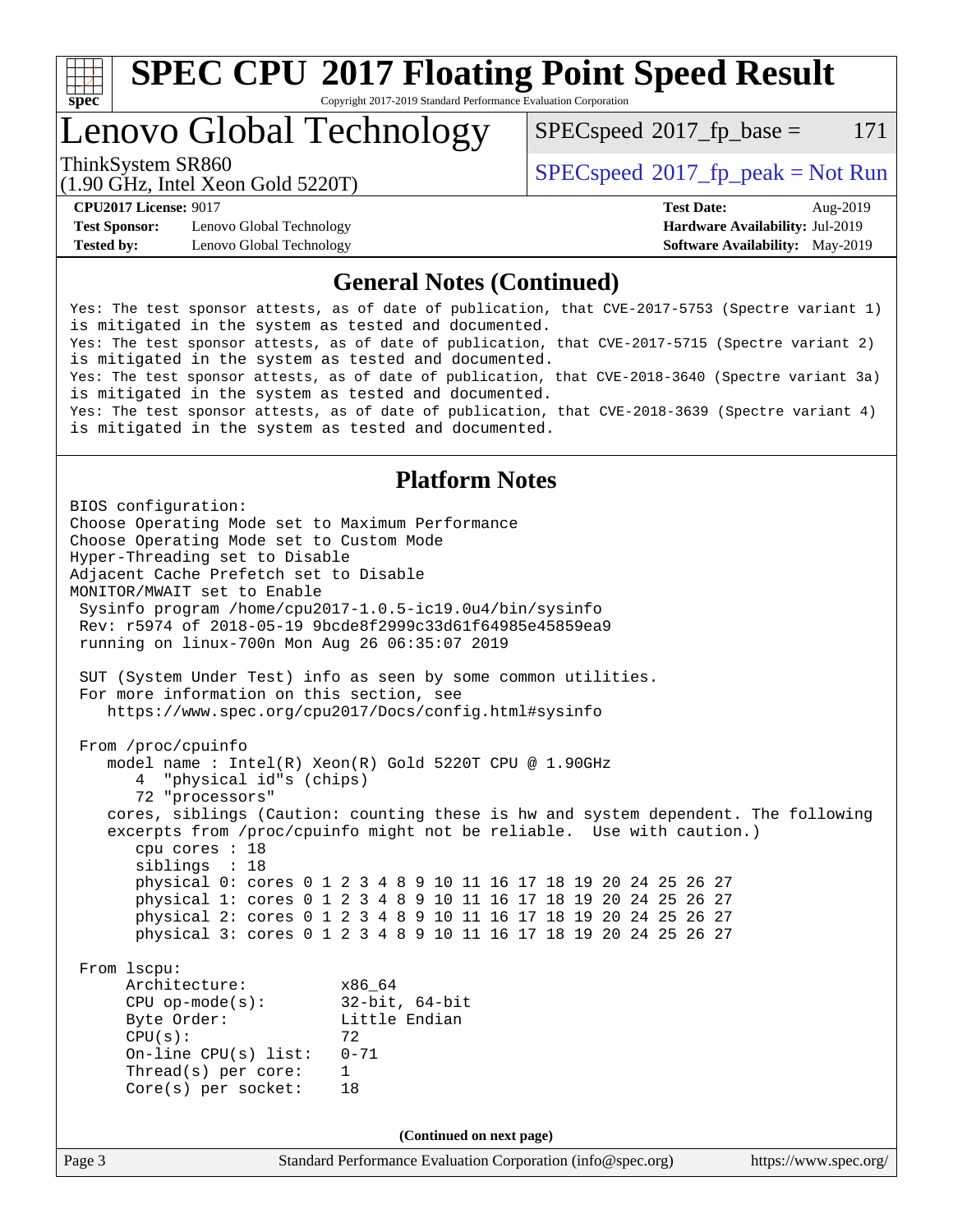# SPEC CPU 2017 Floating Point Speed Result

Copyright 2017-2019 Standard Performance Evaluation Corporation

## Lenovo Global Technology

ThinkSystem SR860
(1.90 GHz, Intel Xeon Gold 5220T)

SPECspeed 2017_fp_base = 171

SPECspeed 2017_fp_peak = Not Run

**CPU2017 License:** 9017
**Test Sponsor:** Lenovo Global Technology
**Tested by:** Lenovo Global Technology

**Test Date:** Aug-2019
**Hardware Availability:** Jul-2019
**Software Availability:** May-2019

### General Notes (Continued)

```
Yes: The test sponsor attests, as of date of publication, that CVE-2017-5753 (Spectre variant 1)
is mitigated in the system as tested and documented.
Yes: The test sponsor attests, as of date of publication, that CVE-2017-5715 (Spectre variant 2)
is mitigated in the system as tested and documented.
Yes: The test sponsor attests, as of date of publication, that CVE-2018-3640 (Spectre variant 3a)
is mitigated in the system as tested and documented.
Yes: The test sponsor attests, as of date of publication, that CVE-2018-3639 (Spectre variant 4)
is mitigated in the system as tested and documented.
```

### Platform Notes

```
BIOS configuration:
Choose Operating Mode set to Maximum Performance
Choose Operating Mode set to Custom Mode
Hyper-Threading set to Disable
Adjacent Cache Prefetch set to Disable
MONITOR/MWAIT set to Enable
 Sysinfo program /home/cpu2017-1.0.5-ic19.0u4/bin/sysinfo
 Rev: r5974 of 2018-05-19 9bcde8f2999c33d61f64985e45859ea9
 running on linux-700n Mon Aug 26 06:35:07 2019

 SUT (System Under Test) info as seen by some common utilities.
 For more information on this section, see
    https://www.spec.org/cpu2017/Docs/config.html#sysinfo

 From /proc/cpuinfo
    model name : Intel(R) Xeon(R) Gold 5220T CPU @ 1.90GHz
       4  "physical id"s (chips)
       72 "processors"
    cores, siblings (Caution: counting these is hw and system dependent. The following
    excerpts from /proc/cpuinfo might not be reliable.  Use with caution.)
       cpu cores : 18
       siblings  : 18
       physical 0: cores 0 1 2 3 4 8 9 10 11 16 17 18 19 20 24 25 26 27
       physical 1: cores 0 1 2 3 4 8 9 10 11 16 17 18 19 20 24 25 26 27
       physical 2: cores 0 1 2 3 4 8 9 10 11 16 17 18 19 20 24 25 26 27
       physical 3: cores 0 1 2 3 4 8 9 10 11 16 17 18 19 20 24 25 26 27

 From lscpu:
      Architecture:          x86_64
      CPU op-mode(s):        32-bit, 64-bit
      Byte Order:            Little Endian
      CPU(s):                72
      On-line CPU(s) list:   0-71
      Thread(s) per core:    1
      Core(s) per socket:    18
```

(Continued on next page)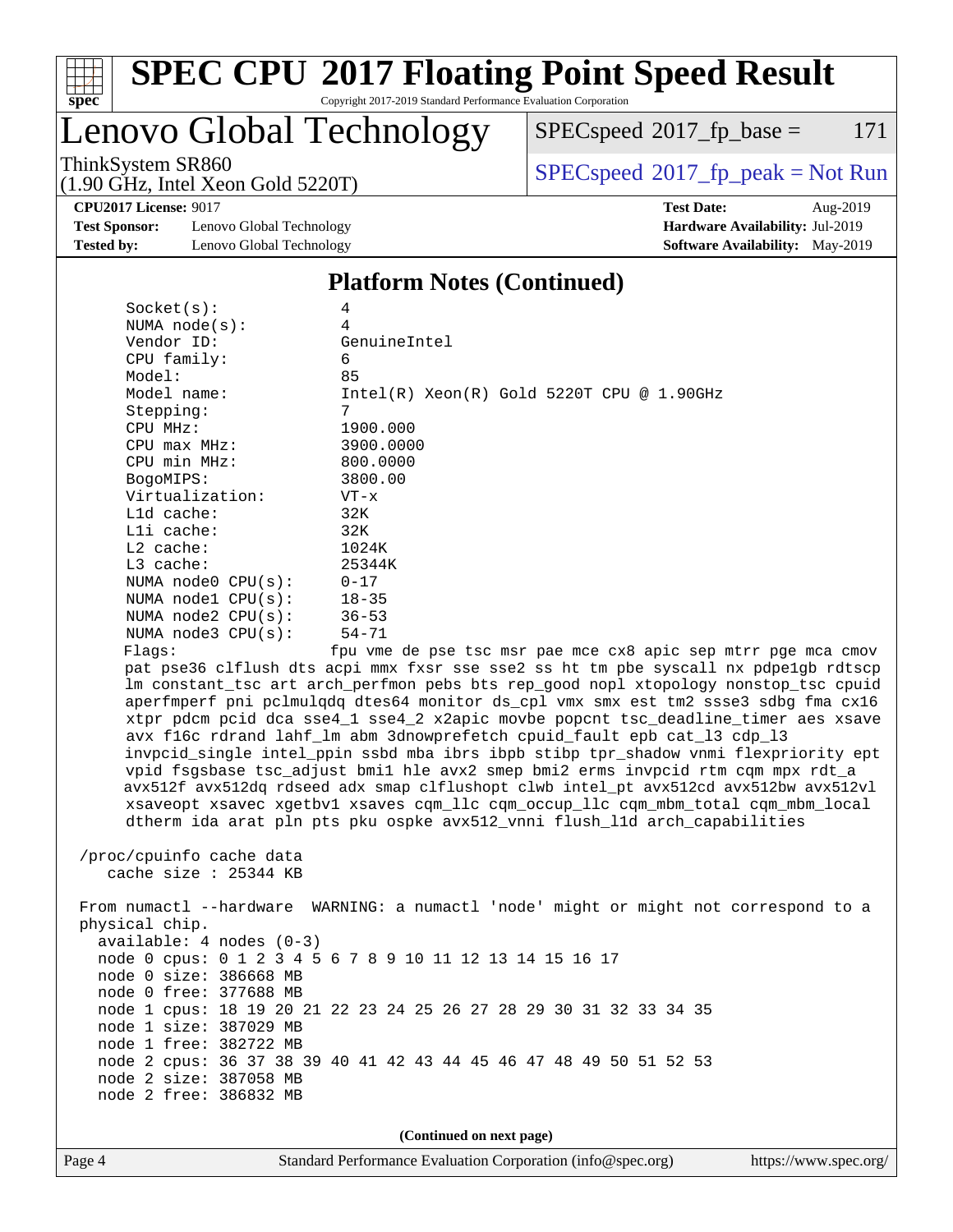## Platform Notes (Continued)

```
Socket(s):              4
NUMA node(s):           4
Vendor ID:              GenuineIntel
CPU family:             6
Model:                  85
Model name:             Intel(R) Xeon(R) Gold 5220T CPU @ 1.90GHz
Stepping:               7
CPU MHz:                1900.000
CPU max MHz:            3900.0000
CPU min MHz:            800.0000
BogoMIPS:               3800.00
Virtualization:         VT-x
L1d cache:              32K
L1i cache:              32K
L2 cache:               1024K
L3 cache:               25344K
NUMA node0 CPU(s):      0-17
NUMA node1 CPU(s):      18-35
NUMA node2 CPU(s):      36-53
NUMA node3 CPU(s):      54-71
Flags:                  fpu vme de pse tsc msr pae mce cx8 apic sep mtrr pge mca cmov
pat pse36 clflush dts acpi mmx fxsr sse sse2 ss ht tm pbe syscall nx pdpe1gb rdtscp
lm constant_tsc art arch_perfmon pebs bts rep_good nopl xtopology nonstop_tsc cpuid
aperfmperf pni pclmulqdq dtes64 monitor ds_cpl vmx smx est tm2 ssse3 sdbg fma cx16
xtpr pdcm pcid dca sse4_1 sse4_2 x2apic movbe popcnt tsc_deadline_timer aes xsave
avx f16c rdrand lahf_lm abm 3dnowprefetch cpuid_fault epb cat_l3 cdp_l3
invpcid_single intel_ppin ssbd mba ibrs ibpb stibp tpr_shadow vnmi flexpriority ept
vpid fsgsbase tsc_adjust bmi1 hle avx2 smep bmi2 erms invpcid rtm cqm mpx rdt_a
avx512f avx512dq rdseed adx smap clflushopt clwb intel_pt avx512cd avx512bw avx512vl
xsaveopt xsavec xgetbv1 xsaves cqm_llc cqm_occup_llc cqm_mbm_total cqm_mbm_local
dtherm ida arat pln pts pku ospke avx512_vnni flush_l1d arch_capabilities

/proc/cpuinfo cache data
   cache size : 25344 KB

From numactl --hardware  WARNING: a numactl 'node' might or might not correspond to a
physical chip.
  available: 4 nodes (0-3)
  node 0 cpus: 0 1 2 3 4 5 6 7 8 9 10 11 12 13 14 15 16 17
  node 0 size: 386668 MB
  node 0 free: 377688 MB
  node 1 cpus: 18 19 20 21 22 23 24 25 26 27 28 29 30 31 32 33 34 35
  node 1 size: 387029 MB
  node 1 free: 382722 MB
  node 2 cpus: 36 37 38 39 40 41 42 43 44 45 46 47 48 49 50 51 52 53
  node 2 size: 387058 MB
  node 2 free: 386832 MB
```

(Continued on next page)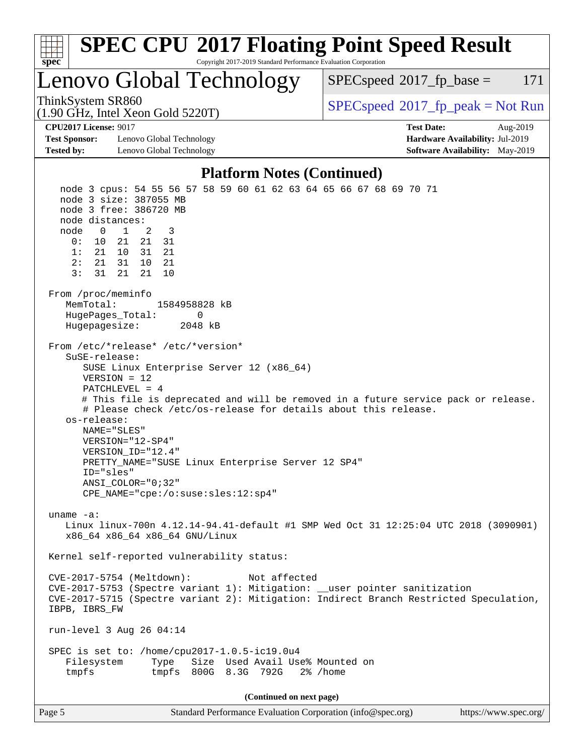# SPEC CPU 2017 Floating Point Speed Result

Copyright 2017-2019 Standard Performance Evaluation Corporation

## Lenovo Global Technology

ThinkSystem SR860
(1.90 GHz, Intel Xeon Gold 5220T)

SPECspeed 2017_fp_base = 171

SPECspeed 2017_fp_peak = Not Run

**CPU2017 License:** 9017
**Test Sponsor:** Lenovo Global Technology
**Tested by:** Lenovo Global Technology

**Test Date:** Aug-2019
**Hardware Availability:** Jul-2019
**Software Availability:** May-2019

### Platform Notes (Continued)

```
    node 3 cpus: 54 55 56 57 58 59 60 61 62 63 64 65 66 67 68 69 70 71
    node 3 size: 387055 MB
    node 3 free: 386720 MB
    node distances:
    node   0   1   2   3
      0:  10  21  21  31
      1:  21  10  31  21
      2:  21  31  10  21
      3:  31  21  21  10

 From /proc/meminfo
    MemTotal:       1584958828 kB
    HugePages_Total:       0
    Hugepagesize:       2048 kB

 From /etc/*release* /etc/*version*
    SuSE-release:
       SUSE Linux Enterprise Server 12 (x86_64)
       VERSION = 12
       PATCHLEVEL = 4
       # This file is deprecated and will be removed in a future service pack or release.
       # Please check /etc/os-release for details about this release.
    os-release:
       NAME="SLES"
       VERSION="12-SP4"
       VERSION_ID="12.4"
       PRETTY_NAME="SUSE Linux Enterprise Server 12 SP4"
       ID="sles"
       ANSI_COLOR="0;32"
       CPE_NAME="cpe:/o:suse:sles:12:sp4"

 uname -a:
    Linux linux-700n 4.12.14-94.41-default #1 SMP Wed Oct 31 12:25:04 UTC 2018 (3090901)
    x86_64 x86_64 x86_64 GNU/Linux

 Kernel self-reported vulnerability status:

 CVE-2017-5754 (Meltdown):          Not affected
 CVE-2017-5753 (Spectre variant 1): Mitigation: __user pointer sanitization
 CVE-2017-5715 (Spectre variant 2): Mitigation: Indirect Branch Restricted Speculation,
 IBPB, IBRS_FW

 run-level 3 Aug 26 04:14

 SPEC is set to: /home/cpu2017-1.0.5-ic19.0u4
    Filesystem     Type   Size  Used Avail Use% Mounted on
    tmpfs          tmpfs  800G  8.3G  792G   2% /home
```

(Continued on next page)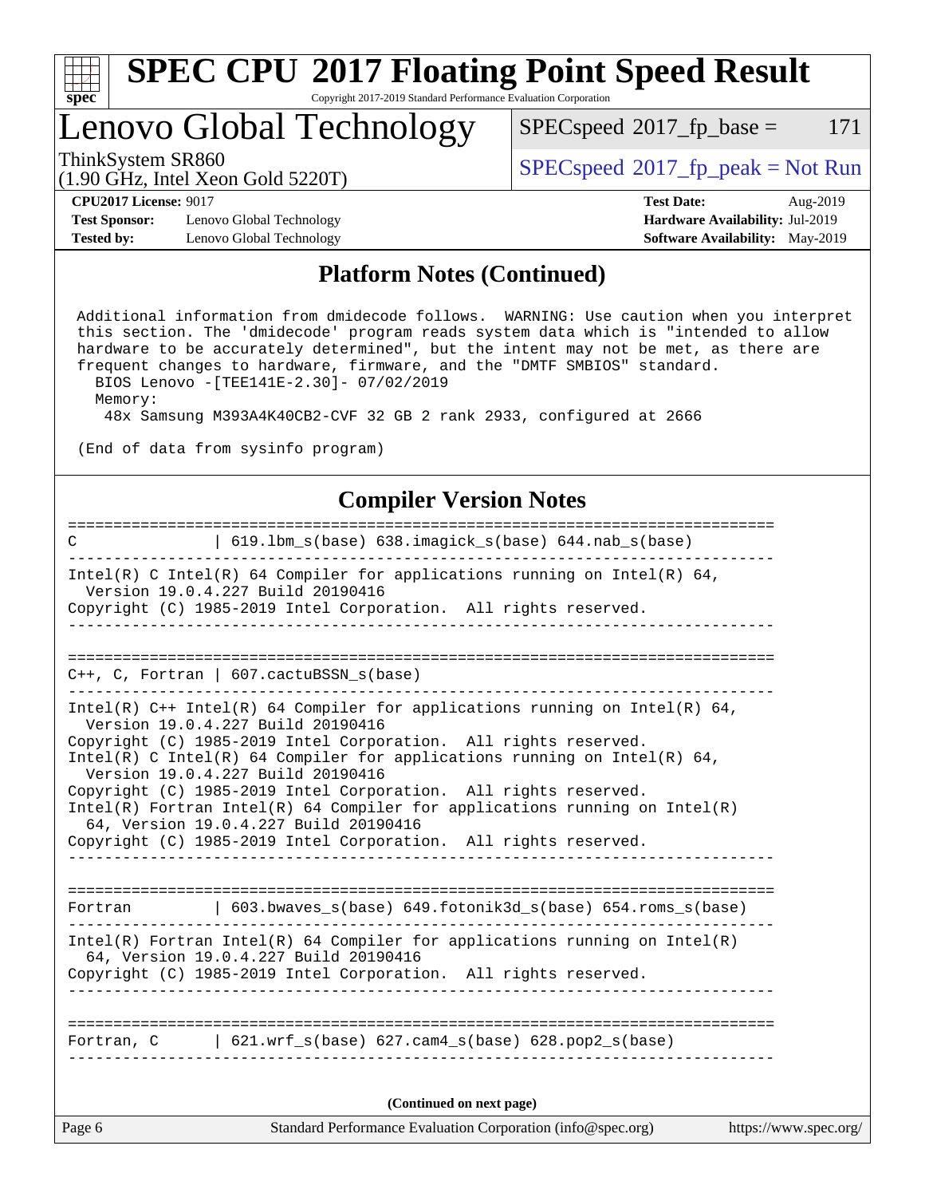## Platform Notes (Continued)

```
Additional information from dmidecode follows.  WARNING: Use caution when you interpret
this section. The 'dmidecode' program reads system data which is "intended to allow
hardware to be accurately determined", but the intent may not be met, as there are
frequent changes to hardware, firmware, and the "DMTF SMBIOS" standard.
  BIOS Lenovo -[TEE141E-2.30]- 07/02/2019
  Memory:
   48x Samsung M393A4K40CB2-CVF 32 GB 2 rank 2933, configured at 2666

(End of data from sysinfo program)
```

## Compiler Version Notes

```
==============================================================================
C              | 619.lbm_s(base) 638.imagick_s(base) 644.nab_s(base)
------------------------------------------------------------------------------
Intel(R) C Intel(R) 64 Compiler for applications running on Intel(R) 64,
  Version 19.0.4.227 Build 20190416
Copyright (C) 1985-2019 Intel Corporation.  All rights reserved.
------------------------------------------------------------------------------

==============================================================================
C++, C, Fortran | 607.cactuBSSN_s(base)
------------------------------------------------------------------------------
Intel(R) C++ Intel(R) 64 Compiler for applications running on Intel(R) 64,
  Version 19.0.4.227 Build 20190416
Copyright (C) 1985-2019 Intel Corporation.  All rights reserved.
Intel(R) C Intel(R) 64 Compiler for applications running on Intel(R) 64,
  Version 19.0.4.227 Build 20190416
Copyright (C) 1985-2019 Intel Corporation.  All rights reserved.
Intel(R) Fortran Intel(R) 64 Compiler for applications running on Intel(R)
  64, Version 19.0.4.227 Build 20190416
Copyright (C) 1985-2019 Intel Corporation.  All rights reserved.
------------------------------------------------------------------------------

==============================================================================
Fortran        | 603.bwaves_s(base) 649.fotonik3d_s(base) 654.roms_s(base)
------------------------------------------------------------------------------
Intel(R) Fortran Intel(R) 64 Compiler for applications running on Intel(R)
  64, Version 19.0.4.227 Build 20190416
Copyright (C) 1985-2019 Intel Corporation.  All rights reserved.
------------------------------------------------------------------------------

==============================================================================
Fortran, C     | 621.wrf_s(base) 627.cam4_s(base) 628.pop2_s(base)
------------------------------------------------------------------------------
```

(Continued on next page)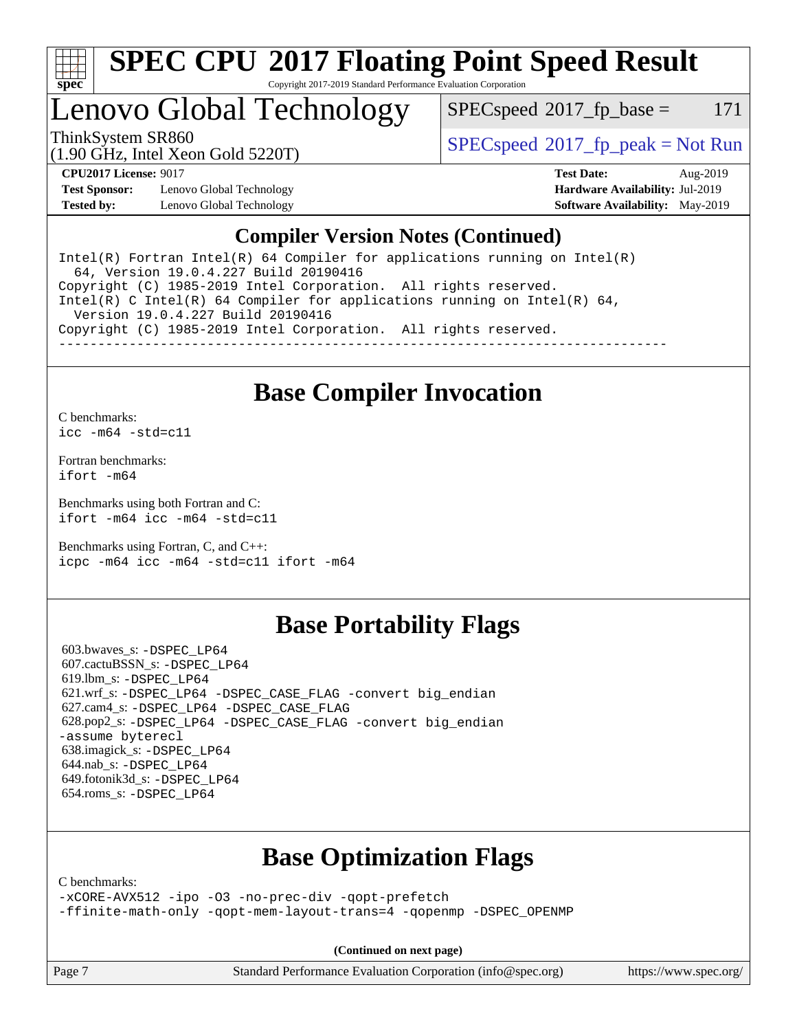# SPEC CPU 2017 Floating Point Speed Result

Copyright 2017-2019 Standard Performance Evaluation Corporation

# Lenovo Global Technology

ThinkSystem SR860
(1.90 GHz, Intel Xeon Gold 5220T)

SPECspeed 2017_fp_base = 171

SPECspeed 2017_fp_peak = Not Run

**CPU2017 License:** 9017
**Test Sponsor:** Lenovo Global Technology
**Tested by:** Lenovo Global Technology

**Test Date:** Aug-2019
**Hardware Availability:** Jul-2019
**Software Availability:** May-2019

## Compiler Version Notes (Continued)

```
Intel(R) Fortran Intel(R) 64 Compiler for applications running on Intel(R)
  64, Version 19.0.4.227 Build 20190416
Copyright (C) 1985-2019 Intel Corporation.  All rights reserved.
Intel(R) C Intel(R) 64 Compiler for applications running on Intel(R) 64,
  Version 19.0.4.227 Build 20190416
Copyright (C) 1985-2019 Intel Corporation.  All rights reserved.
------------------------------------------------------------------------------
```

## Base Compiler Invocation

C benchmarks:
`icc -m64 -std=c11`

Fortran benchmarks:
`ifort -m64`

Benchmarks using both Fortran and C:
`ifort -m64 icc -m64 -std=c11`

Benchmarks using Fortran, C, and C++:
`icpc -m64 icc -m64 -std=c11 ifort -m64`

## Base Portability Flags

603.bwaves_s: `-DSPEC_LP64`
607.cactuBSSN_s: `-DSPEC_LP64`
619.lbm_s: `-DSPEC_LP64`
621.wrf_s: `-DSPEC_LP64 -DSPEC_CASE_FLAG -convert big_endian`
627.cam4_s: `-DSPEC_LP64 -DSPEC_CASE_FLAG`
628.pop2_s: `-DSPEC_LP64 -DSPEC_CASE_FLAG -convert big_endian -assume byterecl`
638.imagick_s: `-DSPEC_LP64`
644.nab_s: `-DSPEC_LP64`
649.fotonik3d_s: `-DSPEC_LP64`
654.roms_s: `-DSPEC_LP64`

## Base Optimization Flags

C benchmarks:
```
-xCORE-AVX512 -ipo -O3 -no-prec-div -qopt-prefetch
-ffinite-math-only -qopt-mem-layout-trans=4 -qopenmp -DSPEC_OPENMP
```

**(Continued on next page)**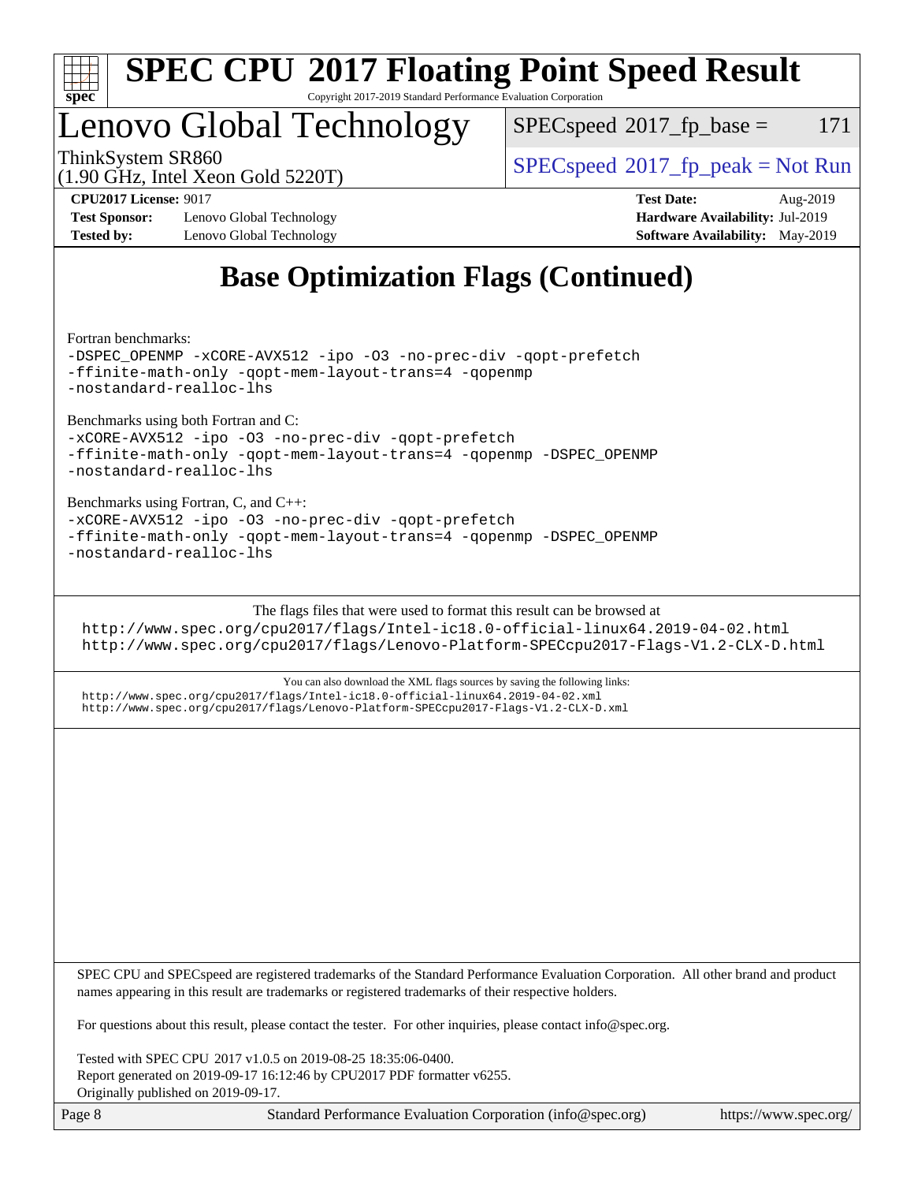# Lenovo Global Technology

ThinkSystem SR860
(1.90 GHz, Intel Xeon Gold 5220T)

SPECspeed 2017_fp_base = 171

SPECspeed 2017_fp_peak = Not Run

**CPU2017 License:** 9017
**Test Sponsor:** Lenovo Global Technology
**Tested by:** Lenovo Global Technology

**Test Date:** Aug-2019
**Hardware Availability:** Jul-2019
**Software Availability:** May-2019

## Base Optimization Flags (Continued)

Fortran benchmarks:
```
-DSPEC_OPENMP -xCORE-AVX512 -ipo -O3 -no-prec-div -qopt-prefetch
-ffinite-math-only -qopt-mem-layout-trans=4 -qopenmp
-nostandard-realloc-lhs
```

Benchmarks using both Fortran and C:
```
-xCORE-AVX512 -ipo -O3 -no-prec-div -qopt-prefetch
-ffinite-math-only -qopt-mem-layout-trans=4 -qopenmp -DSPEC_OPENMP
-nostandard-realloc-lhs
```

Benchmarks using Fortran, C, and C++:
```
-xCORE-AVX512 -ipo -O3 -no-prec-div -qopt-prefetch
-ffinite-math-only -qopt-mem-layout-trans=4 -qopenmp -DSPEC_OPENMP
-nostandard-realloc-lhs
```

The flags files that were used to format this result can be browsed at
http://www.spec.org/cpu2017/flags/Intel-ic18.0-official-linux64.2019-04-02.html
http://www.spec.org/cpu2017/flags/Lenovo-Platform-SPECcpu2017-Flags-V1.2-CLX-D.html

You can also download the XML flags sources by saving the following links:
http://www.spec.org/cpu2017/flags/Intel-ic18.0-official-linux64.2019-04-02.xml
http://www.spec.org/cpu2017/flags/Lenovo-Platform-SPECcpu2017-Flags-V1.2-CLX-D.xml

SPEC CPU and SPECspeed are registered trademarks of the Standard Performance Evaluation Corporation. All other brand and product names appearing in this result are trademarks or registered trademarks of their respective holders.

For questions about this result, please contact the tester. For other inquiries, please contact info@spec.org.

Tested with SPEC CPU 2017 v1.0.5 on 2019-08-25 18:35:06-0400.
Report generated on 2019-09-17 16:12:46 by CPU2017 PDF formatter v6255.
Originally published on 2019-09-17.